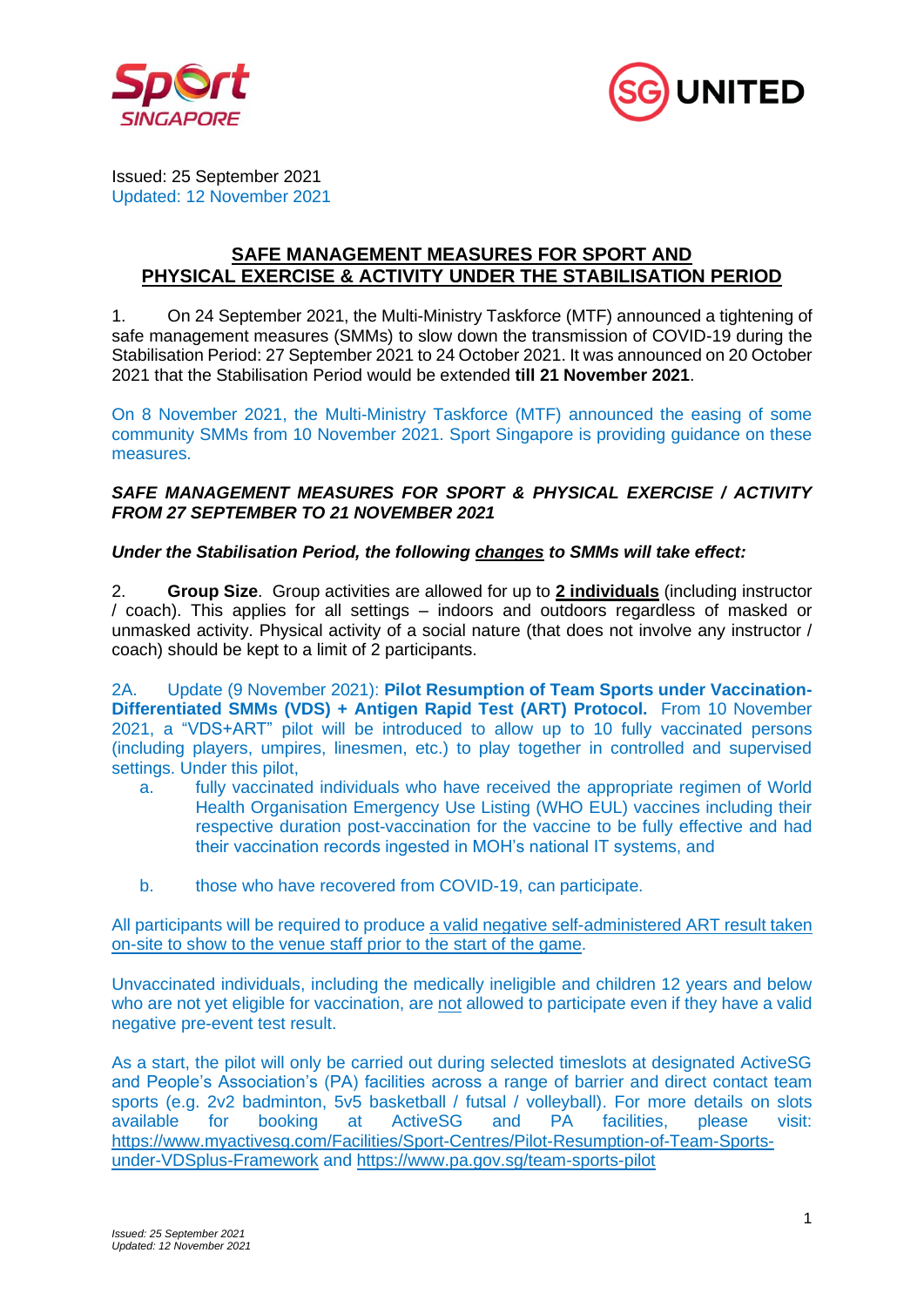Issued: 25 September 2021
Updated: 12 November 2021

## SAFE MANAGEMENT MEASURES FOR SPORT AND PHYSICAL EXERCISE & ACTIVITY UNDER THE STABILISATION PERIOD

1. On 24 September 2021, the Multi-Ministry Taskforce (MTF) announced a tightening of safe management measures (SMMs) to slow down the transmission of COVID-19 during the Stabilisation Period: 27 September 2021 to 24 October 2021. It was announced on 20 October 2021 that the Stabilisation Period would be extended **till 21 November 2021**.

On 8 November 2021, the Multi-Ministry Taskforce (MTF) announced the easing of some community SMMs from 10 November 2021. Sport Singapore is providing guidance on these measures.

***SAFE MANAGEMENT MEASURES FOR SPORT & PHYSICAL EXERCISE / ACTIVITY FROM 27 SEPTEMBER TO 21 NOVEMBER 2021***

***Under the Stabilisation Period, the following changes to SMMs will take effect:***

2. **Group Size**. Group activities are allowed for up to **2 individuals** (including instructor / coach). This applies for all settings – indoors and outdoors regardless of masked or unmasked activity. Physical activity of a social nature (that does not involve any instructor / coach) should be kept to a limit of 2 participants.

2A. Update (9 November 2021): **Pilot Resumption of Team Sports under Vaccination-Differentiated SMMs (VDS) + Antigen Rapid Test (ART) Protocol.** From 10 November 2021, a "VDS+ART" pilot will be introduced to allow up to 10 fully vaccinated persons (including players, umpires, linesmen, etc.) to play together in controlled and supervised settings. Under this pilot,

a. fully vaccinated individuals who have received the appropriate regimen of World Health Organisation Emergency Use Listing (WHO EUL) vaccines including their respective duration post-vaccination for the vaccine to be fully effective and had their vaccination records ingested in MOH's national IT systems, and

b. those who have recovered from COVID-19, can participate.

All participants will be required to produce a valid negative self-administered ART result taken on-site to show to the venue staff prior to the start of the game.

Unvaccinated individuals, including the medically ineligible and children 12 years and below who are not yet eligible for vaccination, are not allowed to participate even if they have a valid negative pre-event test result.

As a start, the pilot will only be carried out during selected timeslots at designated ActiveSG and People's Association's (PA) facilities across a range of barrier and direct contact team sports (e.g. 2v2 badminton, 5v5 basketball / futsal / volleyball). For more details on slots available for booking at ActiveSG and PA facilities, please visit: https://www.myactivesg.com/Facilities/Sport-Centres/Pilot-Resumption-of-Team-Sports-under-VDSplus-Framework and https://www.pa.gov.sg/team-sports-pilot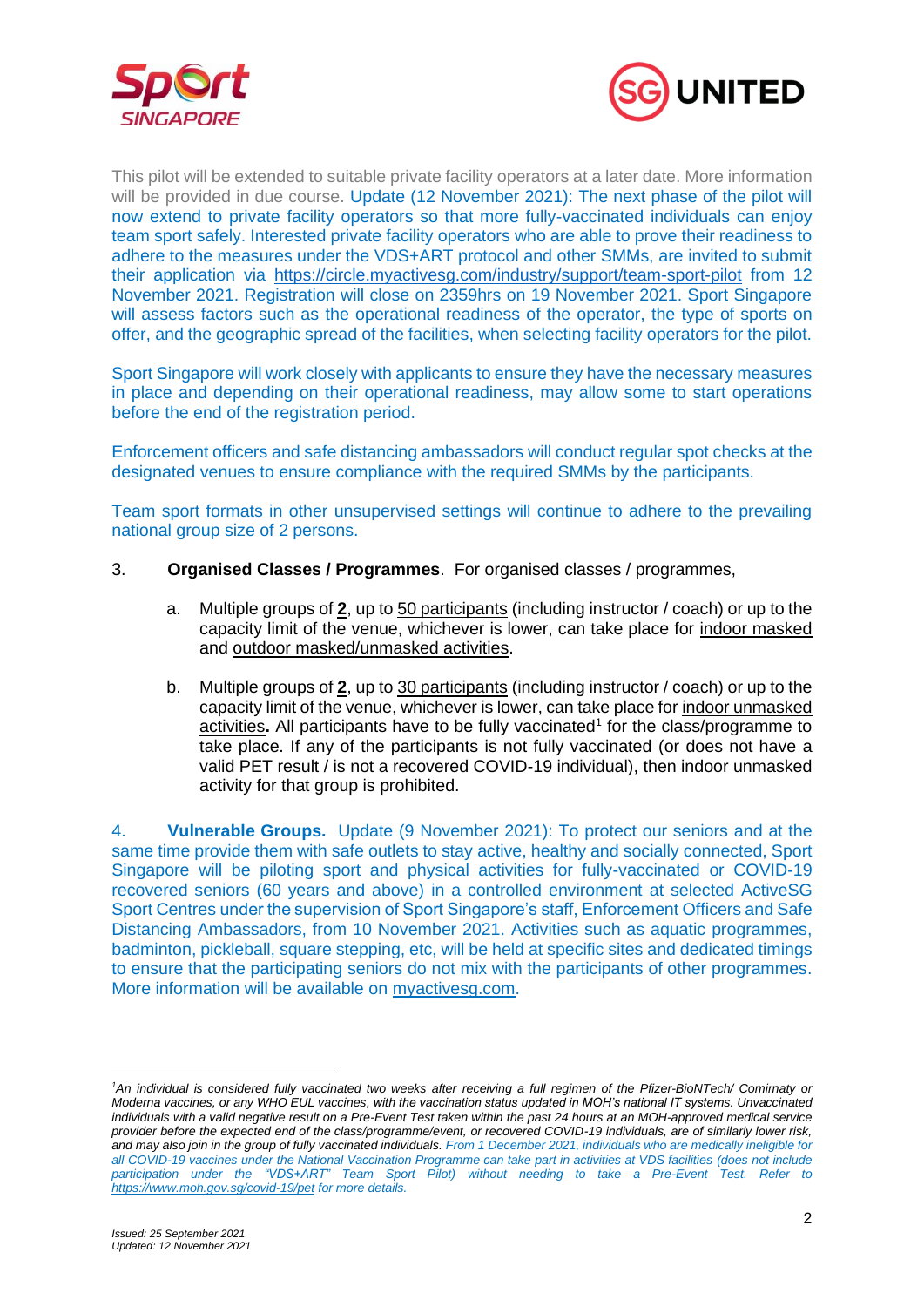This pilot will be extended to suitable private facility operators at a later date. More information will be provided in due course. Update (12 November 2021): The next phase of the pilot will now extend to private facility operators so that more fully-vaccinated individuals can enjoy team sport safely. Interested private facility operators who are able to prove their readiness to adhere to the measures under the VDS+ART protocol and other SMMs, are invited to submit their application via https://circle.myactivesg.com/industry/support/team-sport-pilot from 12 November 2021. Registration will close on 2359hrs on 19 November 2021. Sport Singapore will assess factors such as the operational readiness of the operator, the type of sports on offer, and the geographic spread of the facilities, when selecting facility operators for the pilot.

Sport Singapore will work closely with applicants to ensure they have the necessary measures in place and depending on their operational readiness, may allow some to start operations before the end of the registration period.

Enforcement officers and safe distancing ambassadors will conduct regular spot checks at the designated venues to ensure compliance with the required SMMs by the participants.

Team sport formats in other unsupervised settings will continue to adhere to the prevailing national group size of 2 persons.

3. **Organised Classes / Programmes**. For organised classes / programmes,

   a. Multiple groups of **2**, up to 50 participants (including instructor / coach) or up to the capacity limit of the venue, whichever is lower, can take place for indoor masked and outdoor masked/unmasked activities.

   b. Multiple groups of **2**, up to 30 participants (including instructor / coach) or up to the capacity limit of the venue, whichever is lower, can take place for indoor unmasked activities**.** All participants have to be fully vaccinated[1] for the class/programme to take place. If any of the participants is not fully vaccinated (or does not have a valid PET result / is not a recovered COVID-19 individual), then indoor unmasked activity for that group is prohibited.

4. **Vulnerable Groups.** Update (9 November 2021): To protect our seniors and at the same time provide them with safe outlets to stay active, healthy and socially connected, Sport Singapore will be piloting sport and physical activities for fully-vaccinated or COVID-19 recovered seniors (60 years and above) in a controlled environment at selected ActiveSG Sport Centres under the supervision of Sport Singapore's staff, Enforcement Officers and Safe Distancing Ambassadors, from 10 November 2021. Activities such as aquatic programmes, badminton, pickleball, square stepping, etc, will be held at specific sites and dedicated timings to ensure that the participating seniors do not mix with the participants of other programmes. More information will be available on myactivesg.com.

---

*[1]An individual is considered fully vaccinated two weeks after receiving a full regimen of the Pfizer-BioNTech/ Comirnaty or Moderna vaccines, or any WHO EUL vaccines, with the vaccination status updated in MOH's national IT systems. Unvaccinated individuals with a valid negative result on a Pre-Event Test taken within the past 24 hours at an MOH-approved medical service provider before the expected end of the class/programme/event, or recovered COVID-19 individuals, are of similarly lower risk, and may also join in the group of fully vaccinated individuals. From 1 December 2021, individuals who are medically ineligible for all COVID-19 vaccines under the National Vaccination Programme can take part in activities at VDS facilities (does not include participation under the "VDS+ART" Team Sport Pilot) without needing to take a Pre-Event Test. Refer to https://www.moh.gov.sg/covid-19/pet for more details.*

*Issued: 25 September 2021*
*Updated: 12 November 2021*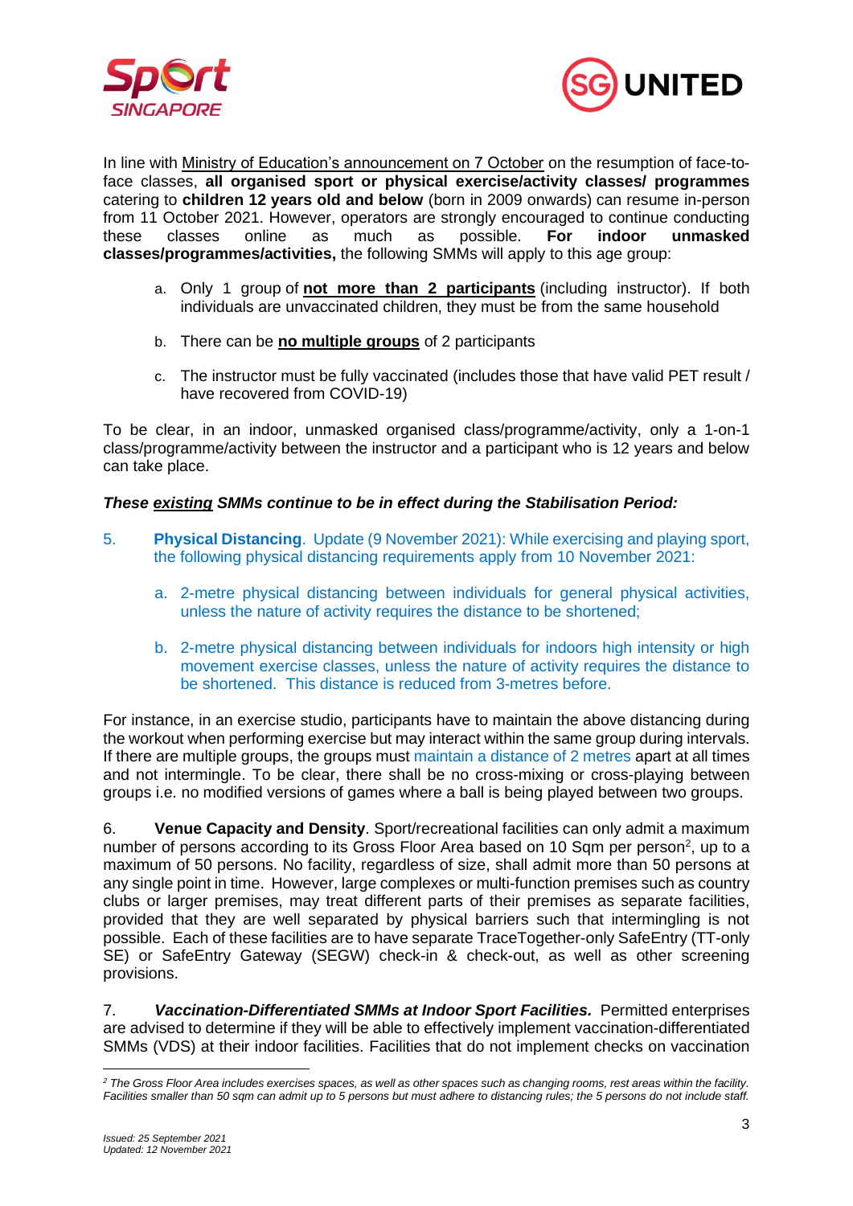In line with Ministry of Education's announcement on 7 October on the resumption of face-to-face classes, **all organised sport or physical exercise/activity classes/ programmes** catering to **children 12 years old and below** (born in 2009 onwards) can resume in-person from 11 October 2021. However, operators are strongly encouraged to continue conducting these classes online as much as possible. **For indoor unmasked classes/programmes/activities,** the following SMMs will apply to this age group:

a. Only 1 group of **not more than 2 participants** (including instructor). If both individuals are unvaccinated children, they must be from the same household

b. There can be **no multiple groups** of 2 participants

c. The instructor must be fully vaccinated (includes those that have valid PET result / have recovered from COVID-19)

To be clear, in an indoor, unmasked organised class/programme/activity, only a 1-on-1 class/programme/activity between the instructor and a participant who is 12 years and below can take place.

***These existing SMMs continue to be in effect during the Stabilisation Period:***

5. **Physical Distancing**. Update (9 November 2021): While exercising and playing sport, the following physical distancing requirements apply from 10 November 2021:

   a. 2-metre physical distancing between individuals for general physical activities, unless the nature of activity requires the distance to be shortened;

   b. 2-metre physical distancing between individuals for indoors high intensity or high movement exercise classes, unless the nature of activity requires the distance to be shortened. This distance is reduced from 3-metres before.

For instance, in an exercise studio, participants have to maintain the above distancing during the workout when performing exercise but may interact within the same group during intervals. If there are multiple groups, the groups must maintain a distance of 2 metres apart at all times and not intermingle. To be clear, there shall be no cross-mixing or cross-playing between groups i.e. no modified versions of games where a ball is being played between two groups.

6. **Venue Capacity and Density**. Sport/recreational facilities can only admit a maximum number of persons according to its Gross Floor Area based on 10 Sqm per person[2], up to a maximum of 50 persons. No facility, regardless of size, shall admit more than 50 persons at any single point in time. However, large complexes or multi-function premises such as country clubs or larger premises, may treat different parts of their premises as separate facilities, provided that they are well separated by physical barriers such that intermingling is not possible. Each of these facilities are to have separate TraceTogether-only SafeEntry (TT-only SE) or SafeEntry Gateway (SEGW) check-in & check-out, as well as other screening provisions.

7. ***Vaccination-Differentiated SMMs at Indoor Sport Facilities.*** Permitted enterprises are advised to determine if they will be able to effectively implement vaccination-differentiated SMMs (VDS) at their indoor facilities. Facilities that do not implement checks on vaccination

---

[2] *The Gross Floor Area includes exercises spaces, as well as other spaces such as changing rooms, rest areas within the facility. Facilities smaller than 50 sqm can admit up to 5 persons but must adhere to distancing rules; the 5 persons do not include staff.*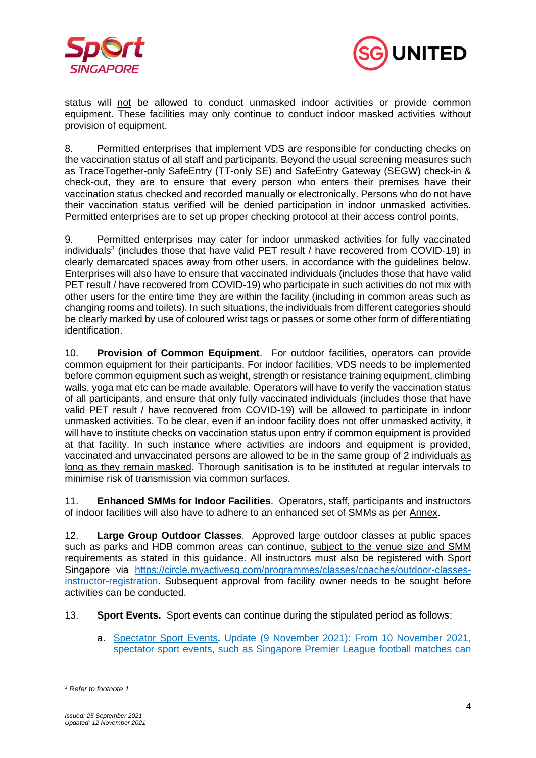status will not be allowed to conduct unmasked indoor activities or provide common equipment. These facilities may only continue to conduct indoor masked activities without provision of equipment.

8. Permitted enterprises that implement VDS are responsible for conducting checks on the vaccination status of all staff and participants. Beyond the usual screening measures such as TraceTogether-only SafeEntry (TT-only SE) and SafeEntry Gateway (SEGW) check-in & check-out, they are to ensure that every person who enters their premises have their vaccination status checked and recorded manually or electronically. Persons who do not have their vaccination status verified will be denied participation in indoor unmasked activities. Permitted enterprises are to set up proper checking protocol at their access control points.

9. Permitted enterprises may cater for indoor unmasked activities for fully vaccinated individuals[3] (includes those that have valid PET result / have recovered from COVID-19) in clearly demarcated spaces away from other users, in accordance with the guidelines below. Enterprises will also have to ensure that vaccinated individuals (includes those that have valid PET result / have recovered from COVID-19) who participate in such activities do not mix with other users for the entire time they are within the facility (including in common areas such as changing rooms and toilets). In such situations, the individuals from different categories should be clearly marked by use of coloured wrist tags or passes or some other form of differentiating identification.

10. **Provision of Common Equipment**. For outdoor facilities, operators can provide common equipment for their participants. For indoor facilities, VDS needs to be implemented before common equipment such as weight, strength or resistance training equipment, climbing walls, yoga mat etc can be made available. Operators will have to verify the vaccination status of all participants, and ensure that only fully vaccinated individuals (includes those that have valid PET result / have recovered from COVID-19) will be allowed to participate in indoor unmasked activities. To be clear, even if an indoor facility does not offer unmasked activity, it will have to institute checks on vaccination status upon entry if common equipment is provided at that facility. In such instance where activities are indoors and equipment is provided, vaccinated and unvaccinated persons are allowed to be in the same group of 2 individuals as long as they remain masked. Thorough sanitisation is to be instituted at regular intervals to minimise risk of transmission via common surfaces.

11. **Enhanced SMMs for Indoor Facilities**. Operators, staff, participants and instructors of indoor facilities will also have to adhere to an enhanced set of SMMs as per Annex.

12. **Large Group Outdoor Classes**. Approved large outdoor classes at public spaces such as parks and HDB common areas can continue, subject to the venue size and SMM requirements as stated in this guidance. All instructors must also be registered with Sport Singapore via https://circle.myactivesg.com/programmes/classes/coaches/outdoor-classes-instructor-registration. Subsequent approval from facility owner needs to be sought before activities can be conducted.

13. **Sport Events.** Sport events can continue during the stipulated period as follows:

a. Spectator Sport Events**.** Update (9 November 2021): From 10 November 2021, spectator sport events, such as Singapore Premier League football matches can

---

[3] *Refer to footnote 1*

*Issued: 25 September 2021*
*Updated: 12 November 2021*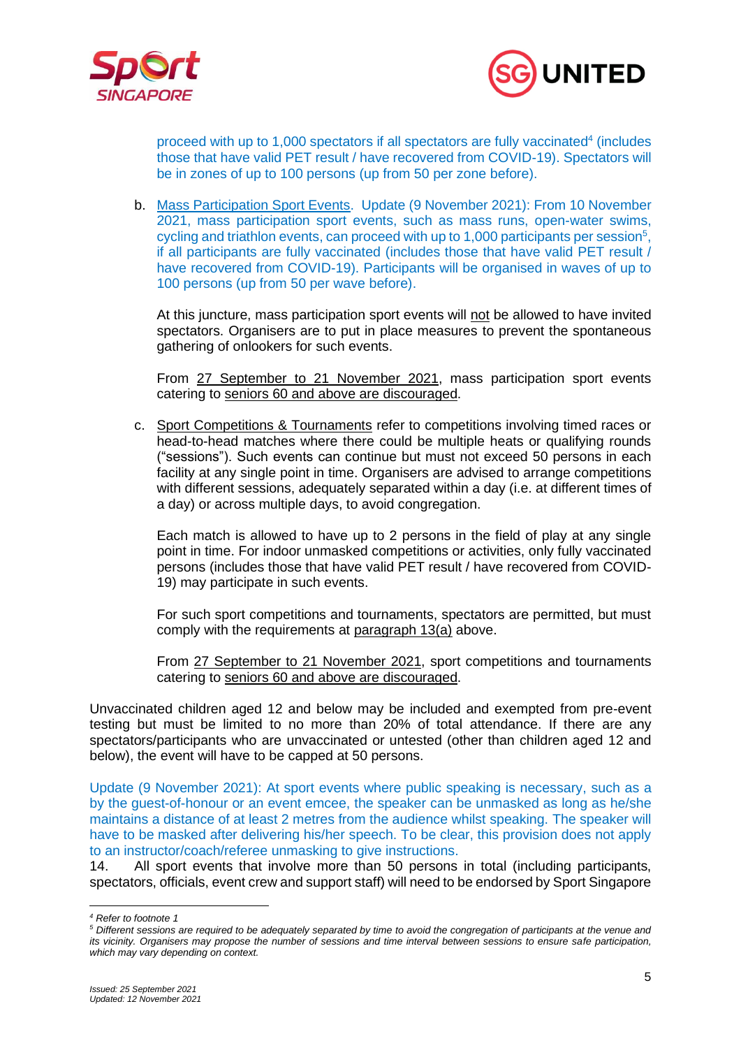proceed with up to 1,000 spectators if all spectators are fully vaccinated[4] (includes those that have valid PET result / have recovered from COVID-19). Spectators will be in zones of up to 100 persons (up from 50 per zone before).

b. Mass Participation Sport Events. Update (9 November 2021): From 10 November 2021, mass participation sport events, such as mass runs, open-water swims, cycling and triathlon events, can proceed with up to 1,000 participants per session[5], if all participants are fully vaccinated (includes those that have valid PET result / have recovered from COVID-19). Participants will be organised in waves of up to 100 persons (up from 50 per wave before).

   At this juncture, mass participation sport events will not be allowed to have invited spectators. Organisers are to put in place measures to prevent the spontaneous gathering of onlookers for such events.

   From 27 September to 21 November 2021, mass participation sport events catering to seniors 60 and above are discouraged.

c. Sport Competitions & Tournaments refer to competitions involving timed races or head-to-head matches where there could be multiple heats or qualifying rounds ("sessions"). Such events can continue but must not exceed 50 persons in each facility at any single point in time. Organisers are advised to arrange competitions with different sessions, adequately separated within a day (i.e. at different times of a day) or across multiple days, to avoid congregation.

   Each match is allowed to have up to 2 persons in the field of play at any single point in time. For indoor unmasked competitions or activities, only fully vaccinated persons (includes those that have valid PET result / have recovered from COVID-19) may participate in such events.

   For such sport competitions and tournaments, spectators are permitted, but must comply with the requirements at paragraph 13(a) above.

   From 27 September to 21 November 2021, sport competitions and tournaments catering to seniors 60 and above are discouraged.

Unvaccinated children aged 12 and below may be included and exempted from pre-event testing but must be limited to no more than 20% of total attendance. If there are any spectators/participants who are unvaccinated or untested (other than children aged 12 and below), the event will have to be capped at 50 persons.

Update (9 November 2021): At sport events where public speaking is necessary, such as a by the guest-of-honour or an event emcee, the speaker can be unmasked as long as he/she maintains a distance of at least 2 metres from the audience whilst speaking. The speaker will have to be masked after delivering his/her speech. To be clear, this provision does not apply to an instructor/coach/referee unmasking to give instructions.

14. All sport events that involve more than 50 persons in total (including participants, spectators, officials, event crew and support staff) will need to be endorsed by Sport Singapore

---

*[4] Refer to footnote 1*

*[5] Different sessions are required to be adequately separated by time to avoid the congregation of participants at the venue and its vicinity. Organisers may propose the number of sessions and time interval between sessions to ensure safe participation, which may vary depending on context.*

*Issued: 25 September 2021*
*Updated: 12 November 2021*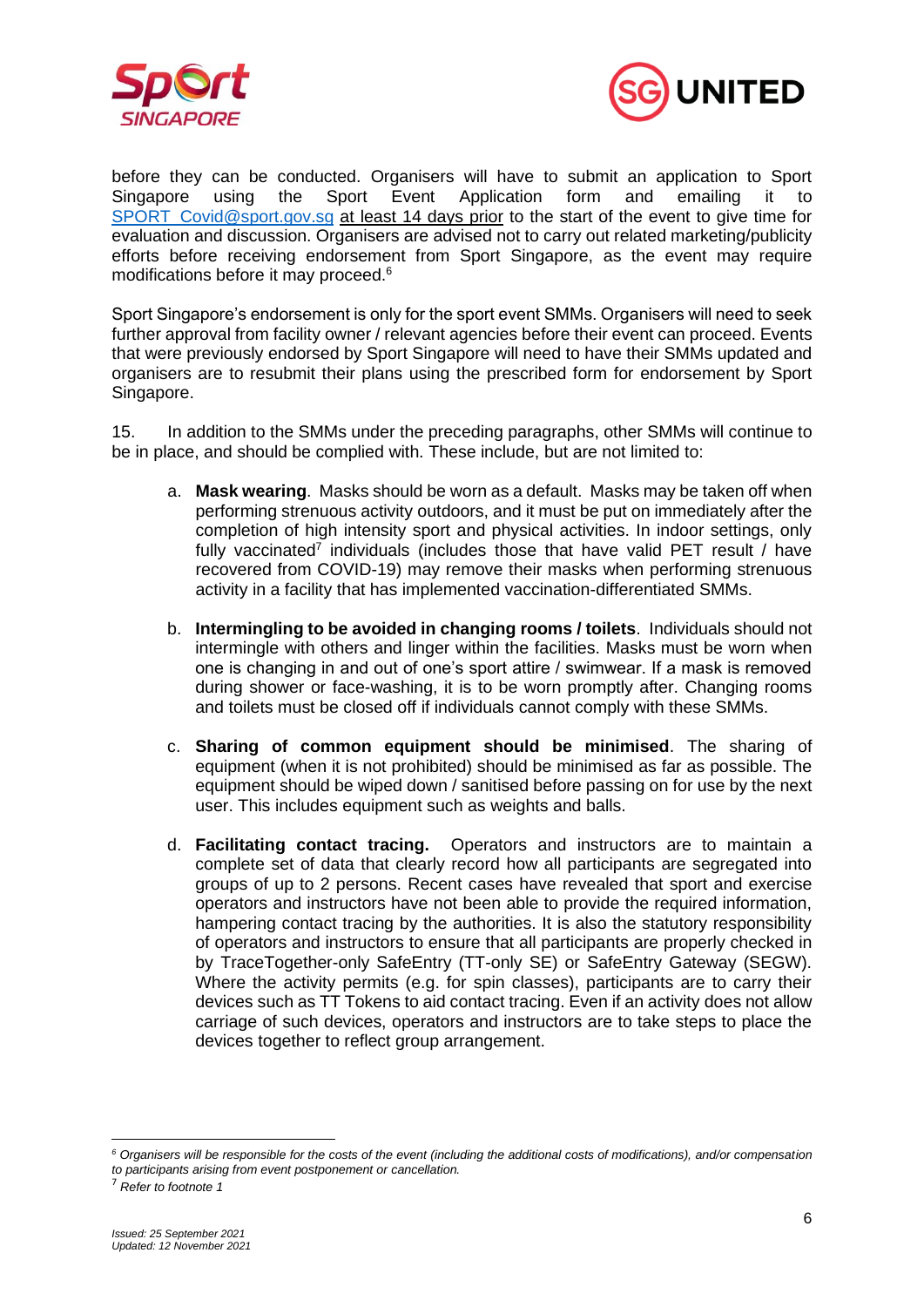before they can be conducted. Organisers will have to submit an application to Sport Singapore using the Sport Event Application form and emailing it to SPORT_Covid@sport.gov.sg at least 14 days prior to the start of the event to give time for evaluation and discussion. Organisers are advised not to carry out related marketing/publicity efforts before receiving endorsement from Sport Singapore, as the event may require modifications before it may proceed.[6]

Sport Singapore's endorsement is only for the sport event SMMs. Organisers will need to seek further approval from facility owner / relevant agencies before their event can proceed. Events that were previously endorsed by Sport Singapore will need to have their SMMs updated and organisers are to resubmit their plans using the prescribed form for endorsement by Sport Singapore.

15. In addition to the SMMs under the preceding paragraphs, other SMMs will continue to be in place, and should be complied with. These include, but are not limited to:

a. **Mask wearing**. Masks should be worn as a default. Masks may be taken off when performing strenuous activity outdoors, and it must be put on immediately after the completion of high intensity sport and physical activities. In indoor settings, only fully vaccinated[7] individuals (includes those that have valid PET result / have recovered from COVID-19) may remove their masks when performing strenuous activity in a facility that has implemented vaccination-differentiated SMMs.

b. **Intermingling to be avoided in changing rooms / toilets**. Individuals should not intermingle with others and linger within the facilities. Masks must be worn when one is changing in and out of one's sport attire / swimwear. If a mask is removed during shower or face-washing, it is to be worn promptly after. Changing rooms and toilets must be closed off if individuals cannot comply with these SMMs.

c. **Sharing of common equipment should be minimised**. The sharing of equipment (when it is not prohibited) should be minimised as far as possible. The equipment should be wiped down / sanitised before passing on for use by the next user. This includes equipment such as weights and balls.

d. **Facilitating contact tracing.** Operators and instructors are to maintain a complete set of data that clearly record how all participants are segregated into groups of up to 2 persons. Recent cases have revealed that sport and exercise operators and instructors have not been able to provide the required information, hampering contact tracing by the authorities. It is also the statutory responsibility of operators and instructors to ensure that all participants are properly checked in by TraceTogether-only SafeEntry (TT-only SE) or SafeEntry Gateway (SEGW). Where the activity permits (e.g. for spin classes), participants are to carry their devices such as TT Tokens to aid contact tracing. Even if an activity does not allow carriage of such devices, operators and instructors are to take steps to place the devices together to reflect group arrangement.

---

*[6] Organisers will be responsible for the costs of the event (including the additional costs of modifications), and/or compensation to participants arising from event postponement or cancellation.*

*[7] Refer to footnote 1*

*Issued: 25 September 2021*
*Updated: 12 November 2021*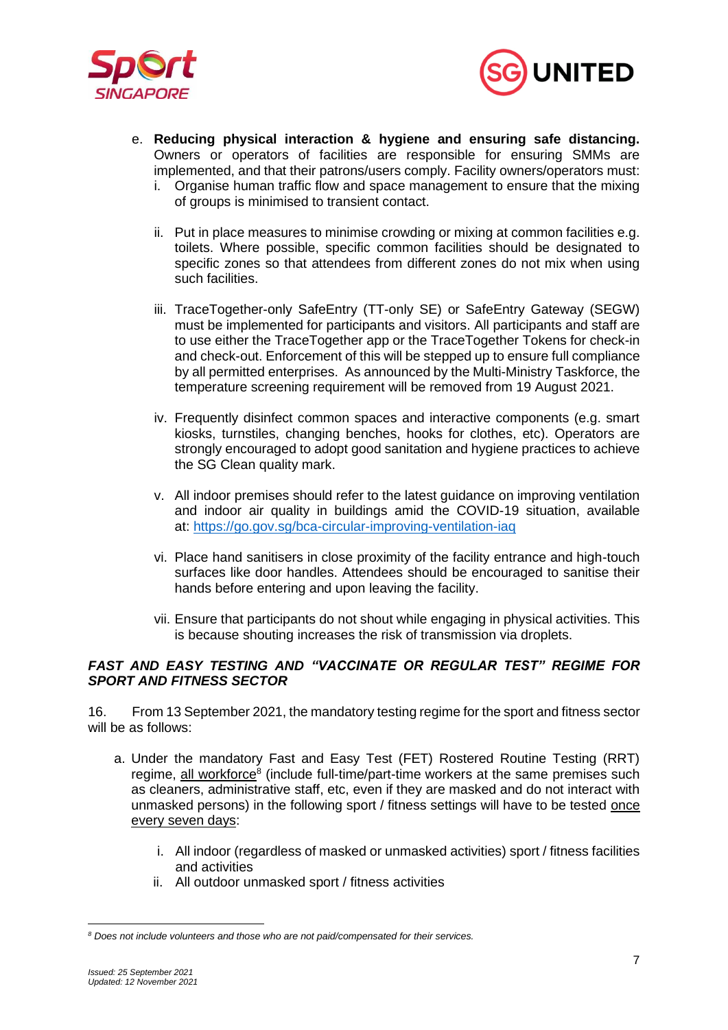e. **Reducing physical interaction & hygiene and ensuring safe distancing.** Owners or operators of facilities are responsible for ensuring SMMs are implemented, and that their patrons/users comply. Facility owners/operators must:

   i. Organise human traffic flow and space management to ensure that the mixing of groups is minimised to transient contact.

   ii. Put in place measures to minimise crowding or mixing at common facilities e.g. toilets. Where possible, specific common facilities should be designated to specific zones so that attendees from different zones do not mix when using such facilities.

   iii. TraceTogether-only SafeEntry (TT-only SE) or SafeEntry Gateway (SEGW) must be implemented for participants and visitors. All participants and staff are to use either the TraceTogether app or the TraceTogether Tokens for check-in and check-out. Enforcement of this will be stepped up to ensure full compliance by all permitted enterprises. As announced by the Multi-Ministry Taskforce, the temperature screening requirement will be removed from 19 August 2021.

   iv. Frequently disinfect common spaces and interactive components (e.g. smart kiosks, turnstiles, changing benches, hooks for clothes, etc). Operators are strongly encouraged to adopt good sanitation and hygiene practices to achieve the SG Clean quality mark.

   v. All indoor premises should refer to the latest guidance on improving ventilation and indoor air quality in buildings amid the COVID-19 situation, available at: https://go.gov.sg/bca-circular-improving-ventilation-iaq

   vi. Place hand sanitisers in close proximity of the facility entrance and high-touch surfaces like door handles. Attendees should be encouraged to sanitise their hands before entering and upon leaving the facility.

   vii. Ensure that participants do not shout while engaging in physical activities. This is because shouting increases the risk of transmission via droplets.

***FAST AND EASY TESTING AND "VACCINATE OR REGULAR TEST" REGIME FOR SPORT AND FITNESS SECTOR***

16. From 13 September 2021, the mandatory testing regime for the sport and fitness sector will be as follows:

   a. Under the mandatory Fast and Easy Test (FET) Rostered Routine Testing (RRT) regime, all workforce[8] (include full-time/part-time workers at the same premises such as cleaners, administrative staff, etc, even if they are masked and do not interact with unmasked persons) in the following sport / fitness settings will have to be tested once every seven days:

      i. All indoor (regardless of masked or unmasked activities) sport / fitness facilities and activities
      ii. All outdoor unmasked sport / fitness activities

[8] *Does not include volunteers and those who are not paid/compensated for their services.*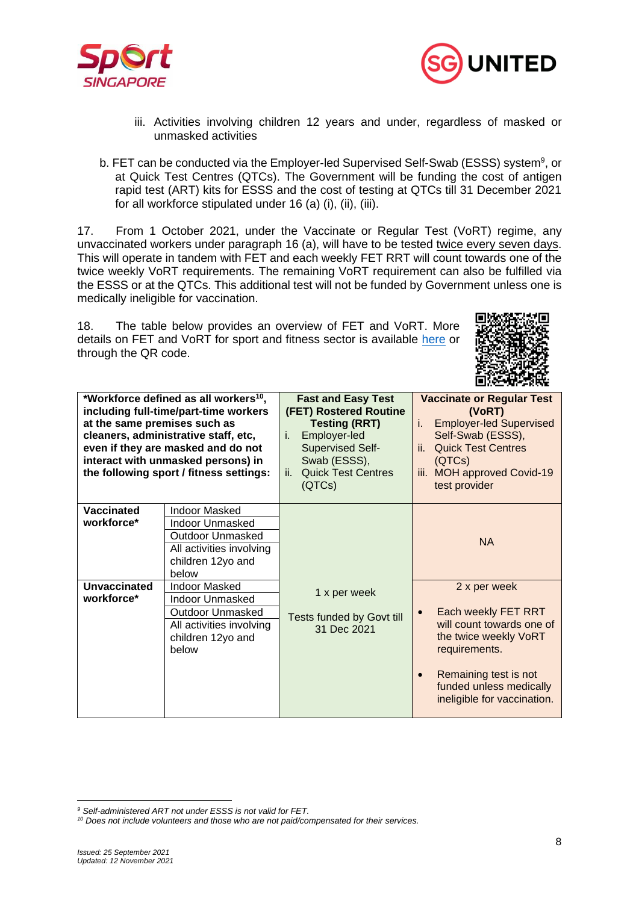iii. Activities involving children 12 years and under, regardless of masked or unmasked activities

b. FET can be conducted via the Employer-led Supervised Self-Swab (ESSS) system[9], or at Quick Test Centres (QTCs). The Government will be funding the cost of antigen rapid test (ART) kits for ESSS and the cost of testing at QTCs till 31 December 2021 for all workforce stipulated under 16 (a) (i), (ii), (iii).

17. From 1 October 2021, under the Vaccinate or Regular Test (VoRT) regime, any unvaccinated workers under paragraph 16 (a), will have to be tested twice every seven days. This will operate in tandem with FET and each weekly FET RRT will count towards one of the twice weekly VoRT requirements. The remaining VoRT requirement can also be fulfilled via the ESSS or at the QTCs. This additional test will not be funded by Government unless one is medically ineligible for vaccination.

18. The table below provides an overview of FET and VoRT. More details on FET and VoRT for sport and fitness sector is available here or through the QR code.

| **\*Workforce defined as all workers[10], including full-time/part-time workers at the same premises such as cleaners, administrative staff, etc, even if they are masked and do not interact with unmasked persons) in the following sport / fitness settings:** | | **Fast and Easy Test (FET) Rostered Routine Testing (RRT)**<br>i. Employer-led Supervised Self-Swab (ESSS),<br>ii. Quick Test Centres (QTCs) | **Vaccinate or Regular Test (VoRT)**<br>i. Employer-led Supervised Self-Swab (ESSS),<br>ii. Quick Test Centres (QTCs)<br>iii. MOH approved Covid-19 test provider |
|---|---|---|---|
| **Vaccinated workforce\*** | Indoor Masked<br>Indoor Unmasked<br>Outdoor Unmasked<br>All activities involving children 12yo and below | 1 x per week<br><br>Tests funded by Govt till 31 Dec 2021 | NA |
| **Unvaccinated workforce\*** | Indoor Masked<br>Indoor Unmasked<br>Outdoor Unmasked<br>All activities involving children 12yo and below | | 2 x per week<br>• Each weekly FET RRT will count towards one of the twice weekly VoRT requirements.<br>• Remaining test is not funded unless medically ineligible for vaccination. |

[9] *Self-administered ART not under ESSS is not valid for FET.*

[10] *Does not include volunteers and those who are not paid/compensated for their services.*

*Issued: 25 September 2021*
*Updated: 12 November 2021*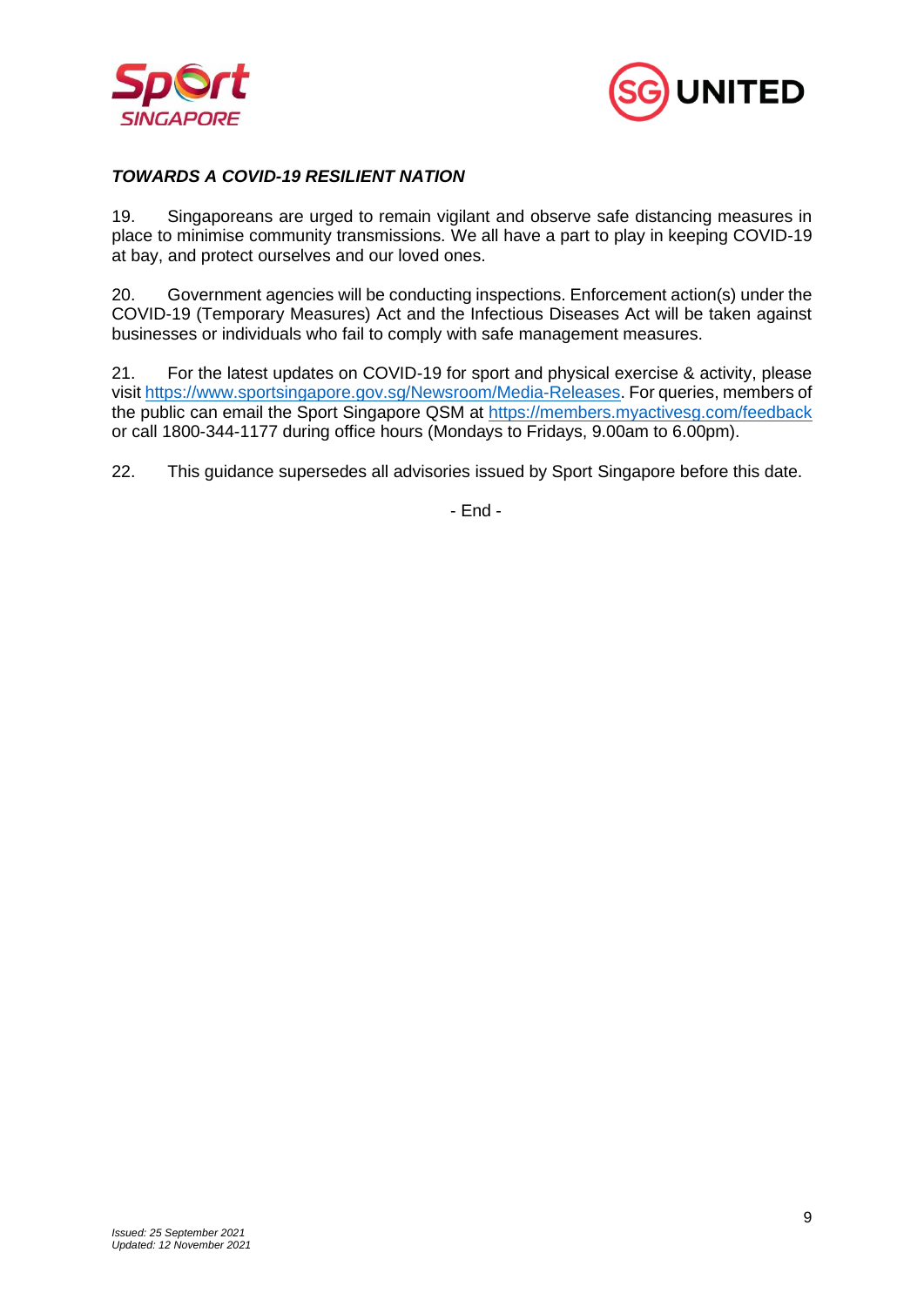***TOWARDS A COVID-19 RESILIENT NATION***

19. Singaporeans are urged to remain vigilant and observe safe distancing measures in place to minimise community transmissions. We all have a part to play in keeping COVID-19 at bay, and protect ourselves and our loved ones.

20. Government agencies will be conducting inspections. Enforcement action(s) under the COVID-19 (Temporary Measures) Act and the Infectious Diseases Act will be taken against businesses or individuals who fail to comply with safe management measures.

21. For the latest updates on COVID-19 for sport and physical exercise & activity, please visit https://www.sportsingapore.gov.sg/Newsroom/Media-Releases. For queries, members of the public can email the Sport Singapore QSM at https://members.myactivesg.com/feedback or call 1800-344-1177 during office hours (Mondays to Fridays, 9.00am to 6.00pm).

22. This guidance supersedes all advisories issued by Sport Singapore before this date.

- End -

*Issued: 25 September 2021*
*Updated: 12 November 2021*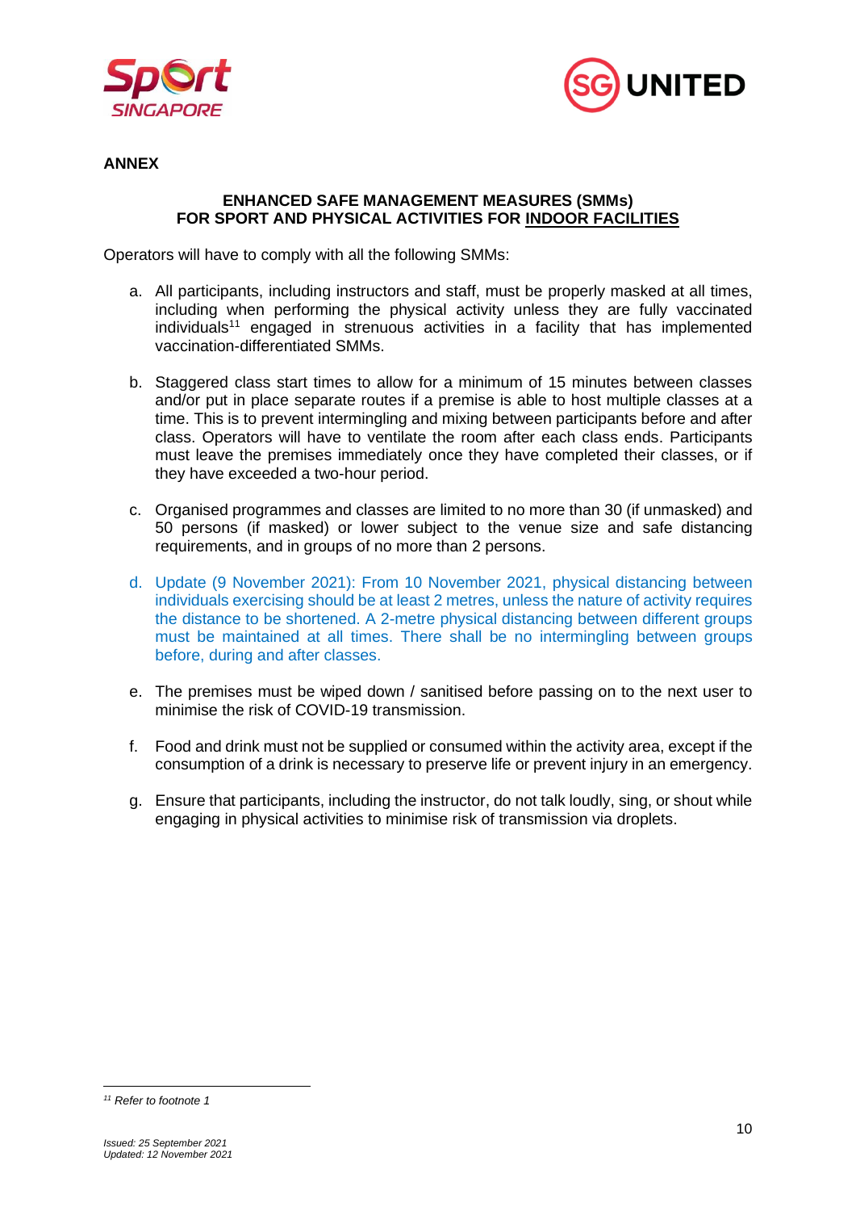**ANNEX**

**ENHANCED SAFE MANAGEMENT MEASURES (SMMs)**
**FOR SPORT AND PHYSICAL ACTIVITIES FOR INDOOR FACILITIES**

Operators will have to comply with all the following SMMs:

a. All participants, including instructors and staff, must be properly masked at all times, including when performing the physical activity unless they are fully vaccinated individuals[11] engaged in strenuous activities in a facility that has implemented vaccination-differentiated SMMs.

b. Staggered class start times to allow for a minimum of 15 minutes between classes and/or put in place separate routes if a premise is able to host multiple classes at a time. This is to prevent intermingling and mixing between participants before and after class. Operators will have to ventilate the room after each class ends. Participants must leave the premises immediately once they have completed their classes, or if they have exceeded a two-hour period.

c. Organised programmes and classes are limited to no more than 30 (if unmasked) and 50 persons (if masked) or lower subject to the venue size and safe distancing requirements, and in groups of no more than 2 persons.

d. Update (9 November 2021): From 10 November 2021, physical distancing between individuals exercising should be at least 2 metres, unless the nature of activity requires the distance to be shortened. A 2-metre physical distancing between different groups must be maintained at all times. There shall be no intermingling between groups before, during and after classes.

e. The premises must be wiped down / sanitised before passing on to the next user to minimise the risk of COVID-19 transmission.

f. Food and drink must not be supplied or consumed within the activity area, except if the consumption of a drink is necessary to preserve life or prevent injury in an emergency.

g. Ensure that participants, including the instructor, do not talk loudly, sing, or shout while engaging in physical activities to minimise risk of transmission via droplets.

---

[11] *Refer to footnote 1*

*Issued: 25 September 2021*
*Updated: 12 November 2021*